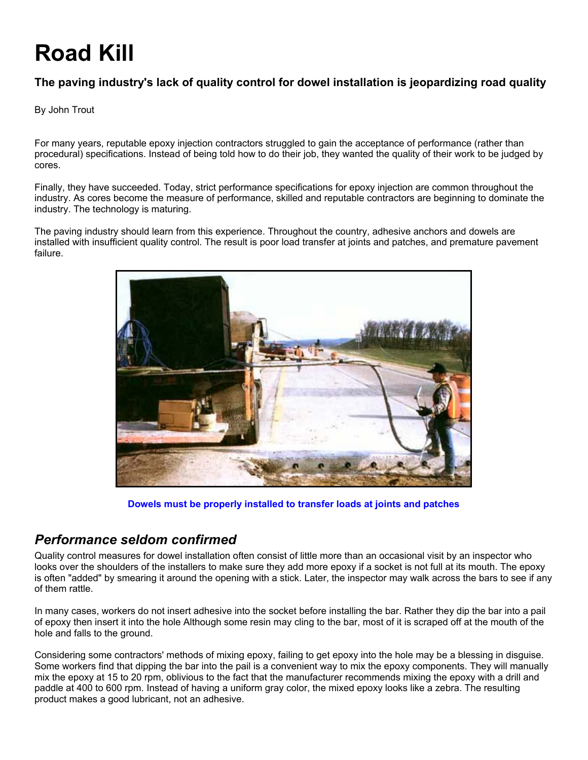# Road Kill

### The paving industry's lack of quality control for dowel installation is jeopardizing road quality

By John Trout

For many years, reputable epoxy injection contractors struggled to gain the acceptance of performance (rather than procedural) specifications. Instead of being told how to do their job, they wanted the quality of their work to be judged by cores.

Finally, they have succeeded. Today, strict performance specifications for epoxy injection are common throughout the industry. As cores become the measure of performance, skilled and reputable contractors are beginning to dominate the industry. The technology is maturing.

The paving industry should learn from this experience. Throughout the country, adhesive anchors and dowels are installed with insufficient quality control. The result is poor load transfer at joints and patches, and premature pavement failure.

**Dowels must be properly installed to transfer loads at joints and patches**

## *Performance seldom confirmed*

Quality control measures for dowel installation often consist of little more than an occasional visit by an inspector who looks over the shoulders of the installers to make sure they add more epoxy if a socket is not full at its mouth. The epoxy is often "added" by smearing it around the opening with a stick. Later, the inspector may walk across the bars to see if any of them rattle.

In many cases, workers do not insert adhesive into the socket before installing the bar. Rather they dip the bar into a pail of epoxy then insert it into the hole Although some resin may cling to the bar, most of it is scraped off at the mouth of the hole and falls to the ground.

Considering some contractors' methods of mixing epoxy, failing to get epoxy into the hole may be a blessing in disguise. Some workers find that dipping the bar into the pail is a convenient way to mix the epoxy components. They will manually mix the epoxy at 15 to 20 rpm, oblivious to the fact that the manufacturer recommends mixing the epoxy with a drill and paddle at 400 to 600 rpm. Instead of having a uniform gray color, the mixed epoxy looks like a zebra. The resulting product makes a good lubricant, not an adhesive.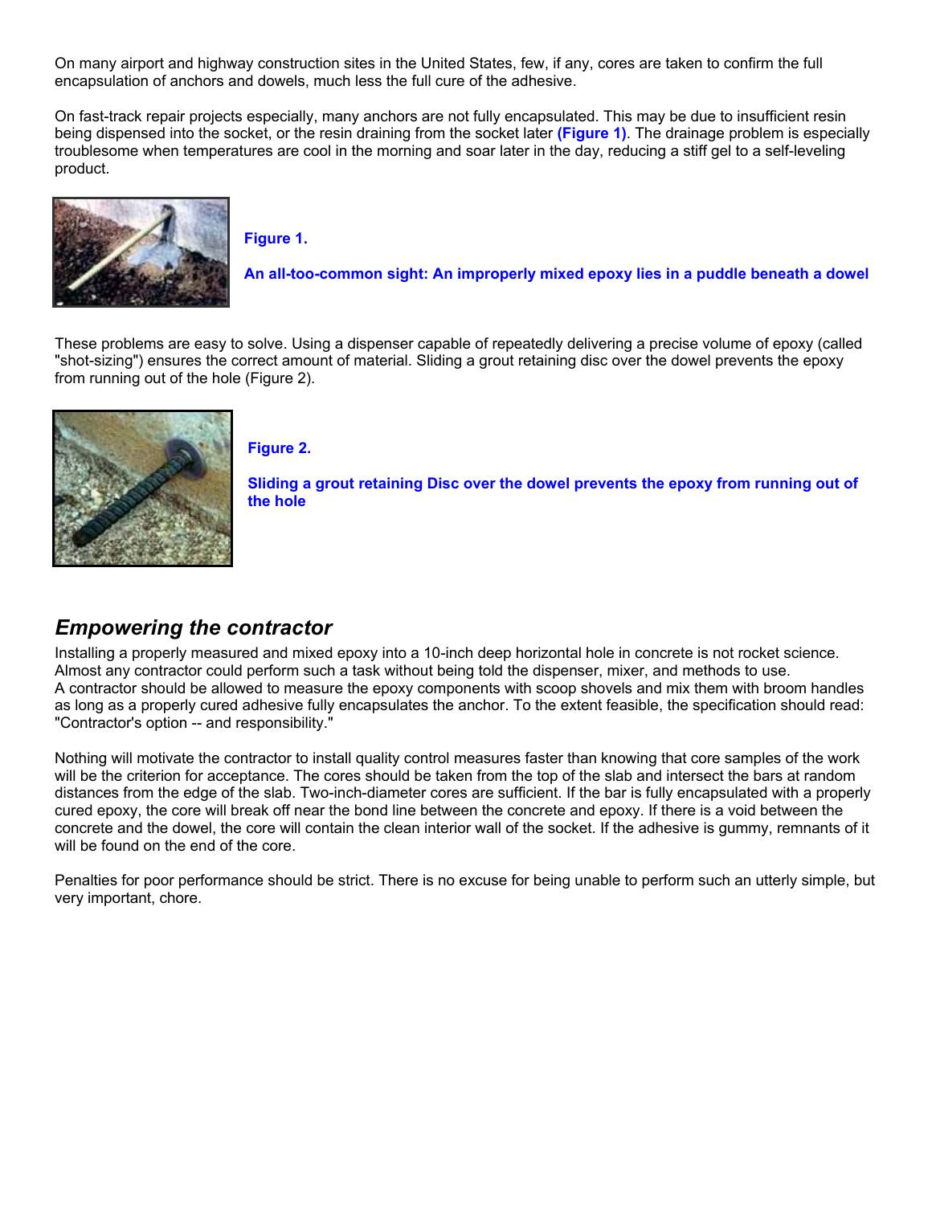On many airport and highway construction sites in the United States, few, if any, cores are taken to confirm the full encapsulation of anchors and dowels, much less the full cure of the adhesive.

On fast-track repair projects especially, many anchors are not fully encapsulated. This may be due to insufficient resin being dispensed into the socket, or the resin draining from the socket later **(Figure 1)**. The drainage problem is especially troublesome when temperatures are cool in the morning and soar later in the day, reducing a stiff gel to a self-leveling product.

**Figure 1.**

**An all-too-common sight: An improperly mixed epoxy lies in a puddle beneath a dowel**

These problems are easy to solve. Using a dispenser capable of repeatedly delivering a precise volume of epoxy (called "shot-sizing") ensures the correct amount of material. Sliding a grout retaining disc over the dowel prevents the epoxy from running out of the hole (Figure 2).

**Figure 2.**

**Sliding a grout retaining Disc over the dowel prevents the epoxy from running out of the hole**

## *Empowering the contractor*

Installing a properly measured and mixed epoxy into a 10-inch deep horizontal hole in concrete is not rocket science. Almost any contractor could perform such a task without being told the dispenser, mixer, and methods to use.
A contractor should be allowed to measure the epoxy components with scoop shovels and mix them with broom handles as long as a properly cured adhesive fully encapsulates the anchor. To the extent feasible, the specification should read: "Contractor's option -- and responsibility."

Nothing will motivate the contractor to install quality control measures faster than knowing that core samples of the work will be the criterion for acceptance. The cores should be taken from the top of the slab and intersect the bars at random distances from the edge of the slab. Two-inch-diameter cores are sufficient. If the bar is fully encapsulated with a properly cured epoxy, the core will break off near the bond line between the concrete and epoxy. If there is a void between the concrete and the dowel, the core will contain the clean interior wall of the socket. If the adhesive is gummy, remnants of it will be found on the end of the core.

Penalties for poor performance should be strict. There is no excuse for being unable to perform such an utterly simple, but very important, chore.